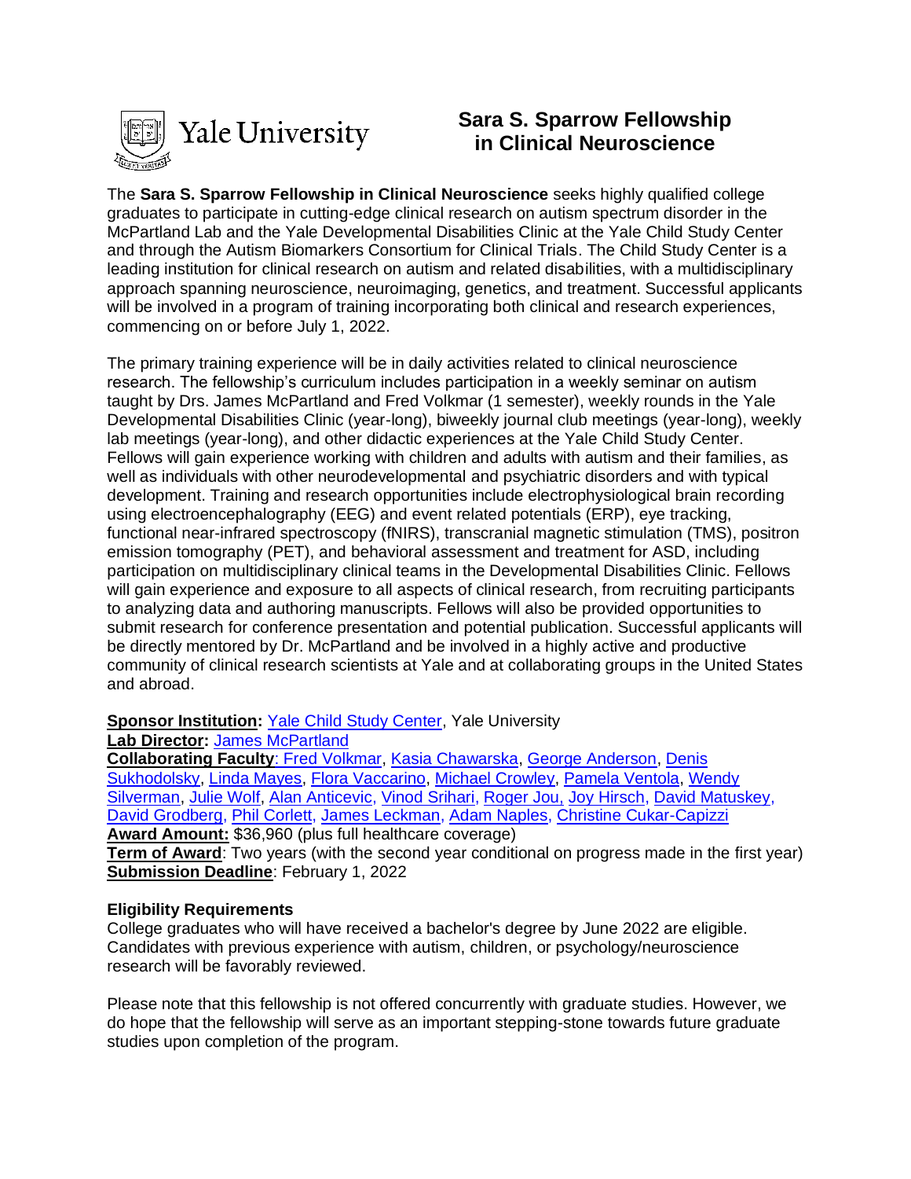Yale University

# Sara S. Sparrow Fellowship in Clinical Neuroscience

The **Sara S. Sparrow Fellowship in Clinical Neuroscience** seeks highly qualified college graduates to participate in cutting-edge clinical research on autism spectrum disorder in the McPartland Lab and the Yale Developmental Disabilities Clinic at the Yale Child Study Center and through the Autism Biomarkers Consortium for Clinical Trials. The Child Study Center is a leading institution for clinical research on autism and related disabilities, with a multidisciplinary approach spanning neuroscience, neuroimaging, genetics, and treatment. Successful applicants will be involved in a program of training incorporating both clinical and research experiences, commencing on or before July 1, 2022.

The primary training experience will be in daily activities related to clinical neuroscience research. The fellowship's curriculum includes participation in a weekly seminar on autism taught by Drs. James McPartland and Fred Volkmar (1 semester), weekly rounds in the Yale Developmental Disabilities Clinic (year-long), biweekly journal club meetings (year-long), weekly lab meetings (year-long), and other didactic experiences at the Yale Child Study Center. Fellows will gain experience working with children and adults with autism and their families, as well as individuals with other neurodevelopmental and psychiatric disorders and with typical development. Training and research opportunities include electrophysiological brain recording using electroencephalography (EEG) and event related potentials (ERP), eye tracking, functional near-infrared spectroscopy (fNIRS), transcranial magnetic stimulation (TMS), positron emission tomography (PET), and behavioral assessment and treatment for ASD, including participation on multidisciplinary clinical teams in the Developmental Disabilities Clinic. Fellows will gain experience and exposure to all aspects of clinical research, from recruiting participants to analyzing data and authoring manuscripts. Fellows will also be provided opportunities to submit research for conference presentation and potential publication. Successful applicants will be directly mentored by Dr. McPartland and be involved in a highly active and productive community of clinical research scientists at Yale and at collaborating groups in the United States and abroad.

**Sponsor Institution:** Yale Child Study Center, Yale University
**Lab Director:** James McPartland
**Collaborating Faculty**: Fred Volkmar, Kasia Chawarska, George Anderson, Denis Sukhodolsky, Linda Mayes, Flora Vaccarino, Michael Crowley, Pamela Ventola, Wendy Silverman, Julie Wolf, Alan Anticevic, Vinod Srihari, Roger Jou, Joy Hirsch, David Matuskey, David Grodberg, Phil Corlett, James Leckman, Adam Naples, Christine Cukar-Capizzi
**Award Amount:** $36,960 (plus full healthcare coverage)
**Term of Award**: Two years (with the second year conditional on progress made in the first year)
**Submission Deadline**: February 1, 2022

### Eligibility Requirements

College graduates who will have received a bachelor's degree by June 2022 are eligible. Candidates with previous experience with autism, children, or psychology/neuroscience research will be favorably reviewed.

Please note that this fellowship is not offered concurrently with graduate studies. However, we do hope that the fellowship will serve as an important stepping-stone towards future graduate studies upon completion of the program.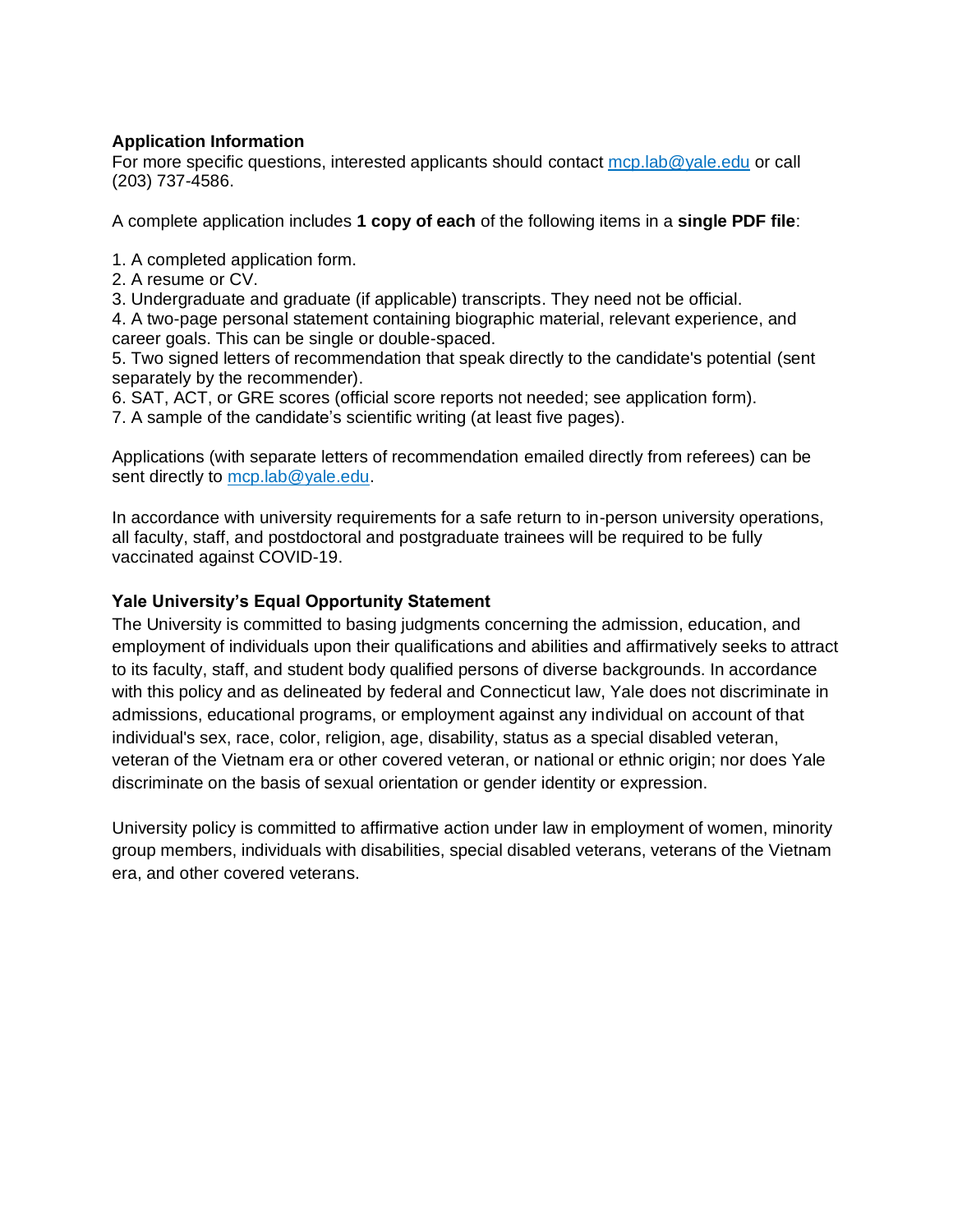**Application Information**
For more specific questions, interested applicants should contact mcp.lab@yale.edu or call (203) 737-4586.

A complete application includes **1 copy of each** of the following items in a **single PDF file**:

1. A completed application form.
2. A resume or CV.
3. Undergraduate and graduate (if applicable) transcripts. They need not be official.
4. A two-page personal statement containing biographic material, relevant experience, and career goals. This can be single or double-spaced.
5. Two signed letters of recommendation that speak directly to the candidate's potential (sent separately by the recommender).
6. SAT, ACT, or GRE scores (official score reports not needed; see application form).
7. A sample of the candidate's scientific writing (at least five pages).

Applications (with separate letters of recommendation emailed directly from referees) can be sent directly to mcp.lab@yale.edu.

In accordance with university requirements for a safe return to in-person university operations, all faculty, staff, and postdoctoral and postgraduate trainees will be required to be fully vaccinated against COVID-19.

**Yale University's Equal Opportunity Statement**
The University is committed to basing judgments concerning the admission, education, and employment of individuals upon their qualifications and abilities and affirmatively seeks to attract to its faculty, staff, and student body qualified persons of diverse backgrounds. In accordance with this policy and as delineated by federal and Connecticut law, Yale does not discriminate in admissions, educational programs, or employment against any individual on account of that individual's sex, race, color, religion, age, disability, status as a special disabled veteran, veteran of the Vietnam era or other covered veteran, or national or ethnic origin; nor does Yale discriminate on the basis of sexual orientation or gender identity or expression.

University policy is committed to affirmative action under law in employment of women, minority group members, individuals with disabilities, special disabled veterans, veterans of the Vietnam era, and other covered veterans.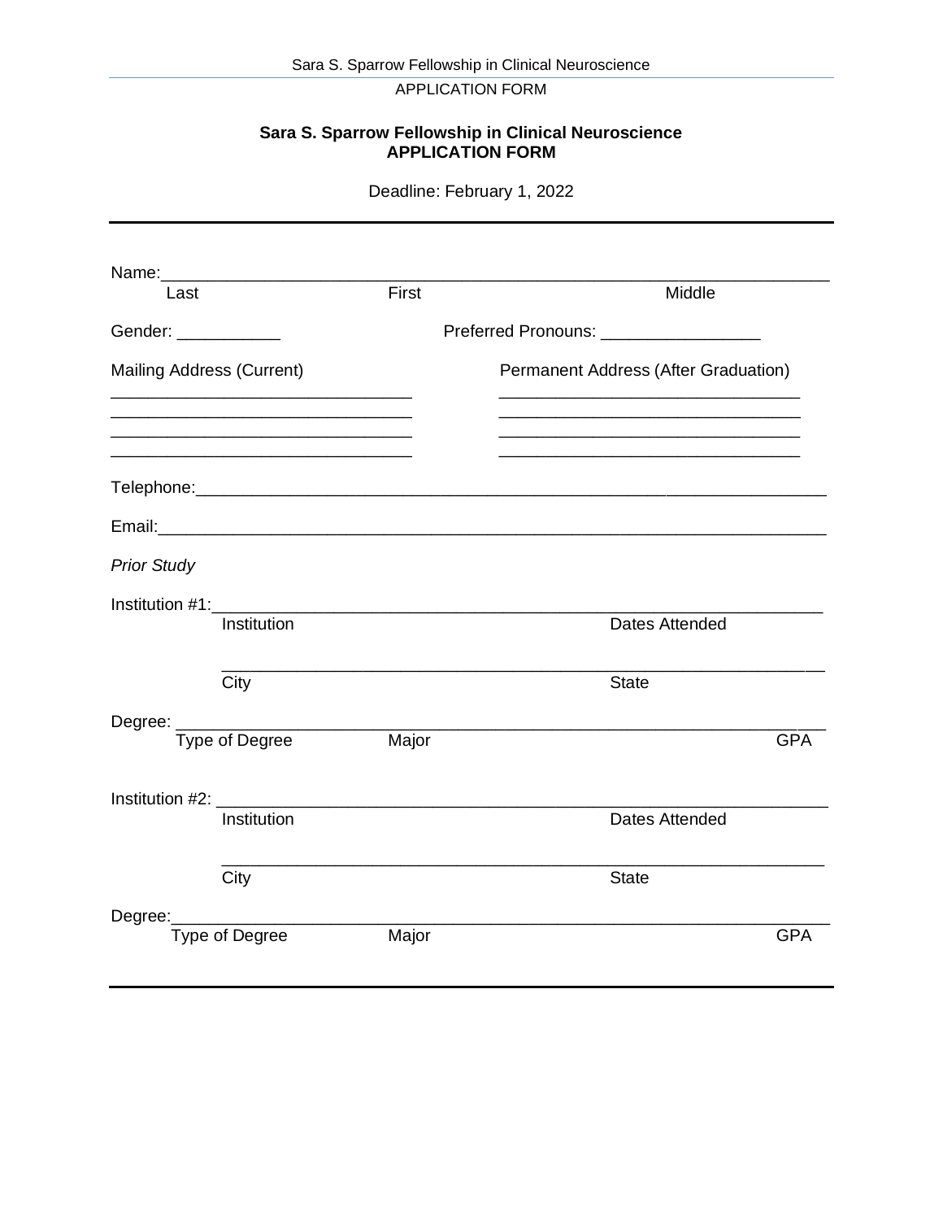**Sara S. Sparrow Fellowship in Clinical Neuroscience**
**APPLICATION FORM**

Deadline: February 1, 2022

---

Name:______________________________________________________________________
Last                              First                                        Middle

Gender: ___________                    Preferred Pronouns: _________________

Mailing Address (Current)                    Permanent Address (After Graduation)
________________________________        ________________________________
________________________________        ________________________________
________________________________        ________________________________
________________________________        ________________________________

Telephone:__________________________________________________________________

Email:______________________________________________________________________

*Prior Study*

Institution #1:_____________________________________________________________
Institution                                                    Dates Attended

_______________________________________________________________
City                                                           State

Degree: ____________________________________________________________________
Type of Degree              Major                                                  GPA

Institution #2: ____________________________________________________________
Institution                                                    Dates Attended

_______________________________________________________________
City                                                           State

Degree:_____________________________________________________________________
Type of Degree              Major                                                  GPA

---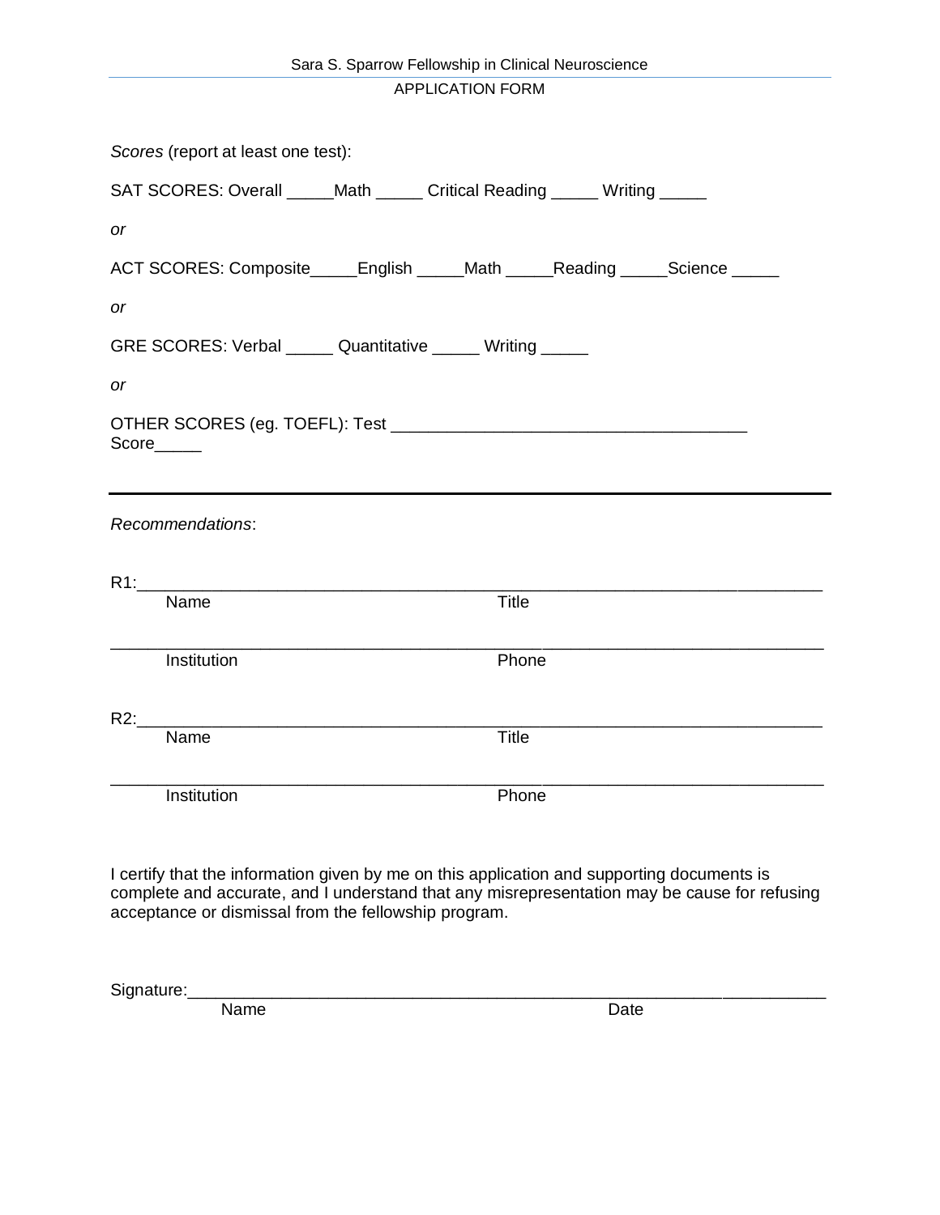Sara S. Sparrow Fellowship in Clinical Neuroscience

APPLICATION FORM

*Scores* (report at least one test):

SAT SCORES: Overall _____Math _____ Critical Reading _____ Writing _____

*or*

ACT SCORES: Composite_____English _____Math _____Reading _____Science _____

*or*

GRE SCORES: Verbal _____ Quantitative _____ Writing _____

*or*

OTHER SCORES (eg. TOEFL): Test _____________________________________ Score_____

---

*Recommendations*:

R1:_________________________________________________________________________
Name Title

____________________________________________________________________________
Institution Phone

R2:_________________________________________________________________________
Name Title

____________________________________________________________________________
Institution Phone

I certify that the information given by me on this application and supporting documents is complete and accurate, and I understand that any misrepresentation may be cause for refusing acceptance or dismissal from the fellowship program.

Signature:___________________________________________________________________
Name Date